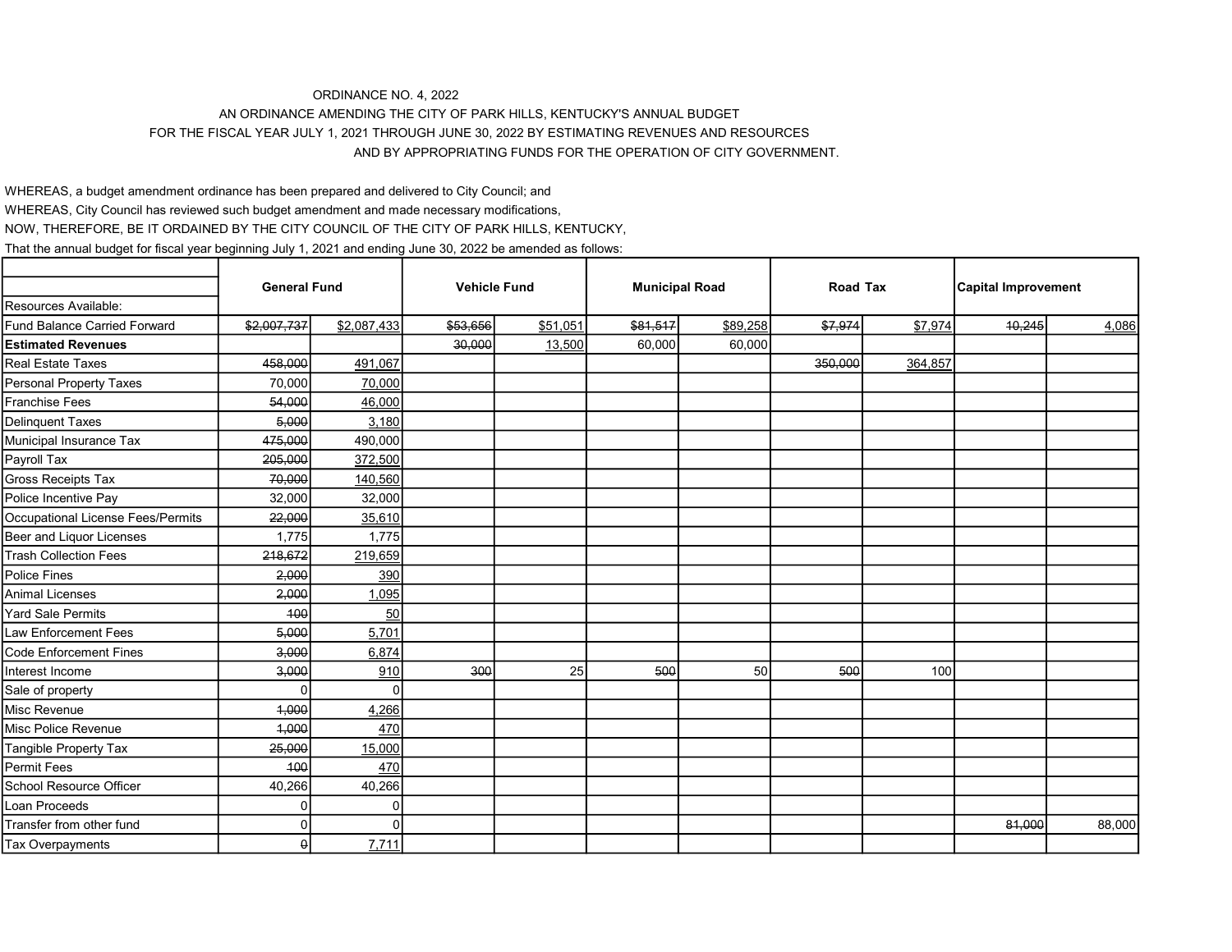ORDINANCE NO. 4, 2022

AN ORDINANCE AMENDING THE CITY OF PARK HILLS, KENTUCKY'S ANNUAL BUDGET FOR THE FISCAL YEAR JULY 1, 2021 THROUGH JUNE 30, 2022 BY ESTIMATING REVENUES AND RESOURCES AND BY APPROPRIATING FUNDS FOR THE OPERATION OF CITY GOVERNMENT.

WHEREAS, a budget amendment ordinance has been prepared and delivered to City Council; and

WHEREAS, City Council has reviewed such budget amendment and made necessary modifications,

NOW, THEREFORE, BE IT ORDAINED BY THE CITY COUNCIL OF THE CITY OF PARK HILLS, KENTUCKY,

That the annual budget for fiscal year beginning July 1, 2021 and ending June 30, 2022 be amended as follows:

| | General Fund | | Vehicle Fund | | Municipal Road | | Road Tax | | Capital Improvement | |
|---|---|---|---|---|---|---|---|---|---|---|
| Resources Available: | | | | | | | | | | |
| Fund Balance Carried Forward | ~~$2,007,737~~ | $2,087,433 | ~~$53,656~~ | $51,051 | ~~$81,517~~ | $89,258 | ~~$7,974~~ | $7,974 | ~~10,245~~ | 4,086 |
| **Estimated Revenues** | | | ~~30,000~~ | 13,500 | 60,000 | 60,000 | | | | |
| Real Estate Taxes | ~~458,000~~ | 491,067 | | | | | ~~350,000~~ | 364,857 | | |
| Personal Property Taxes | 70,000 | 70,000 | | | | | | | | |
| Franchise Fees | ~~54,000~~ | 46,000 | | | | | | | | |
| Delinquent Taxes | ~~5,000~~ | 3,180 | | | | | | | | |
| Municipal Insurance Tax | ~~475,000~~ | 490,000 | | | | | | | | |
| Payroll Tax | ~~205,000~~ | 372,500 | | | | | | | | |
| Gross Receipts Tax | ~~70,000~~ | 140,560 | | | | | | | | |
| Police Incentive Pay | 32,000 | 32,000 | | | | | | | | |
| Occupational License Fees/Permits | ~~22,000~~ | 35,610 | | | | | | | | |
| Beer and Liquor Licenses | 1,775 | 1,775 | | | | | | | | |
| Trash Collection Fees | ~~218,672~~ | 219,659 | | | | | | | | |
| Police Fines | ~~2,000~~ | 390 | | | | | | | | |
| Animal Licenses | ~~2,000~~ | 1,095 | | | | | | | | |
| Yard Sale Permits | ~~100~~ | 50 | | | | | | | | |
| Law Enforcement Fees | ~~5,000~~ | 5,701 | | | | | | | | |
| Code Enforcement Fines | ~~3,000~~ | 6,874 | | | | | | | | |
| Interest Income | ~~3,000~~ | 910 | ~~300~~ | 25 | ~~500~~ | 50 | ~~500~~ | 100 | | |
| Sale of property | 0 | 0 | | | | | | | | |
| Misc Revenue | ~~1,000~~ | 4,266 | | | | | | | | |
| Misc Police Revenue | ~~1,000~~ | 470 | | | | | | | | |
| Tangible Property Tax | ~~25,000~~ | 15,000 | | | | | | | | |
| Permit Fees | ~~100~~ | 470 | | | | | | | | |
| School Resource Officer | 40,266 | 40,266 | | | | | | | | |
| Loan Proceeds | 0 | 0 | | | | | | | | |
| Transfer from other fund | 0 | 0 | | | | | | | ~~81,000~~ | 88,000 |
| Tax Overpayments | ~~0~~ | 7,711 | | | | | | | | |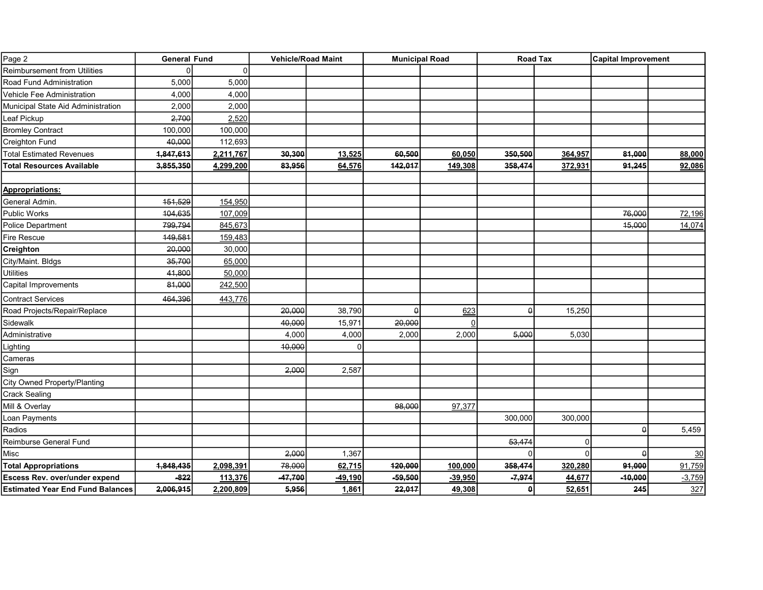| Page 2 | General Fund | | Vehicle/Road Maint | | Municipal Road | | Road Tax | | Capital Improvement | |
|---|---|---|---|---|---|---|---|---|---|---|
| Reimbursement from Utilities | 0 | 0 | | | | | | | | |
| Road Fund Administration | 5,000 | 5,000 | | | | | | | | |
| Vehicle Fee Administration | 4,000 | 4,000 | | | | | | | | |
| Municipal State Aid Administration | 2,000 | 2,000 | | | | | | | | |
| Leaf Pickup | ~~2,700~~ | 2,520 | | | | | | | | |
| Bromley Contract | 100,000 | 100,000 | | | | | | | | |
| Creighton Fund | ~~40,000~~ | 112,693 | | | | | | | | |
| Total Estimated Revenues | **~~1,847,613~~** | **2,211,767** | **~~30,300~~** | **13,525** | **~~60,500~~** | **60,050** | **~~350,500~~** | **364,957** | **~~81,000~~** | **88,000** |
| **Total Resources Available** | **~~3,855,350~~** | **4,299,200** | **~~83,956~~** | **64,576** | **~~142,017~~** | **149,308** | **~~358,474~~** | **372,931** | **~~91,245~~** | **92,086** |
| | | | | | | | | | | |
| **Appropriations:** | | | | | | | | | | |
| General Admin. | ~~151,529~~ | 154,950 | | | | | | | | |
| Public Works | ~~104,635~~ | 107,009 | | | | | | | ~~76,000~~ | 72,196 |
| Police Department | ~~799,794~~ | 845,673 | | | | | | | ~~15,000~~ | 14,074 |
| Fire Rescue | ~~149,581~~ | 159,483 | | | | | | | | |
| **Creighton** | ~~20,000~~ | 30,000 | | | | | | | | |
| City/Maint. Bldgs | ~~35,700~~ | 65,000 | | | | | | | | |
| Utilities | ~~41,800~~ | 50,000 | | | | | | | | |
| Capital Improvements | ~~81,000~~ | 242,500 | | | | | | | | |
| Contract Services | ~~464,396~~ | 443,776 | | | | | | | | |
| Road Projects/Repair/Replace | | | ~~20,000~~ | 38,790 | ~~0~~ | 623 | ~~0~~ | 15,250 | | |
| Sidewalk | | | ~~40,000~~ | 15,971 | ~~20,000~~ | 0 | | | | |
| Administrative | | | 4,000 | 4,000 | 2,000 | 2,000 | ~~5,000~~ | 5,030 | | |
| Lighting | | | ~~10,000~~ | 0 | | | | | | |
| Cameras | | | | | | | | | | |
| Sign | | | ~~2,000~~ | 2,587 | | | | | | |
| City Owned Property/Planting | | | | | | | | | | |
| Crack Sealing | | | | | | | | | | |
| Mill & Overlay | | | | | ~~98,000~~ | 97,377 | | | | |
| Loan Payments | | | | | | | 300,000 | 300,000 | | |
| Radios | | | | | | | | | ~~0~~ | 5,459 |
| Reimburse General Fund | | | | | | | ~~53,474~~ | 0 | | |
| Misc | | | ~~2,000~~ | 1,367 | | | 0 | 0 | ~~0~~ | 30 |
| **Total Appropriations** | **~~1,848,435~~** | **2,098,391** | ~~78,000~~ | **62,715** | **~~120,000~~** | **100,000** | **~~358,474~~** | **320,280** | **~~91,000~~** | 91,759 |
| **Escess Rev. over/under expend** | **~~-822~~** | **113,376** | **~~-47,700~~** | **-49,190** | **~~-59,500~~** | **-39,950** | **~~-7,974~~** | **44,677** | **~~-10,000~~** | -3,759 |
| **Estimated Year End Fund Balances** | **~~2,006,915~~** | **2,200,809** | **~~5,956~~** | **1,861** | **~~22,017~~** | **49,308** | **~~0~~** | **52,651** | **~~245~~** | 327 |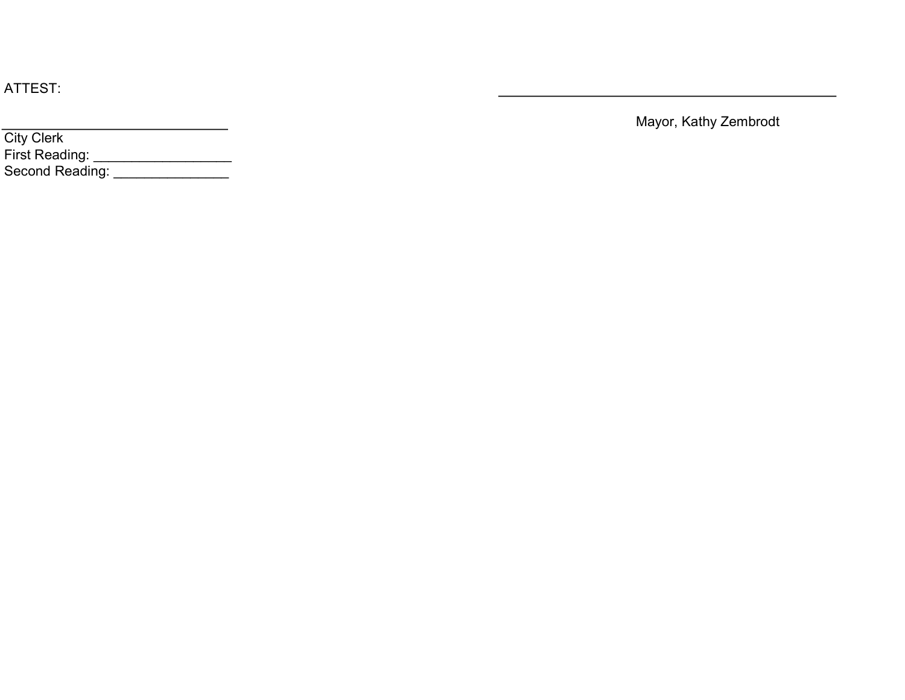ATTEST:

______________________________
City Clerk
First Reading: __________________
Second Reading: _______________

____________________________________________
Mayor, Kathy Zembrodt